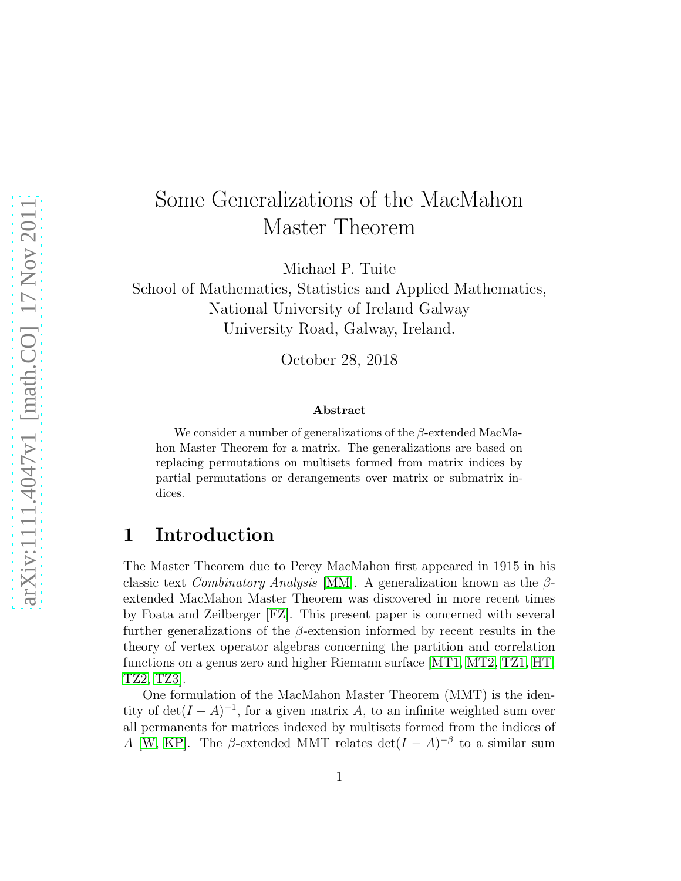# Some Generalizations of the MacMahon Master Theorem

Michael P. Tuite
School of Mathematics, Statistics and Applied Mathematics,
National University of Ireland Galway
University Road, Galway, Ireland.

October 28, 2018

**Abstract**

We consider a number of generalizations of the $\beta$-extended MacMahon Master Theorem for a matrix. The generalizations are based on replacing permutations on multisets formed from matrix indices by partial permutations or derangements over matrix or submatrix indices.

## 1 Introduction

The Master Theorem due to Percy MacMahon first appeared in 1915 in his classic text *Combinatory Analysis* [MM]. A generalization known as the $\beta$-extended MacMahon Master Theorem was discovered in more recent times by Foata and Zeilberger [FZ]. This present paper is concerned with several further generalizations of the $\beta$-extension informed by recent results in the theory of vertex operator algebras concerning the partition and correlation functions on a genus zero and higher Riemann surface [MT1, MT2, TZ1, HT, TZ2, TZ3].

One formulation of the MacMahon Master Theorem (MMT) is the identity of $\det(I-A)^{-1}$, for a given matrix $A$, to an infinite weighted sum over all permanents for matrices indexed by multisets formed from the indices of $A$ [W, KP]. The $\beta$-extended MMT relates $\det(I-A)^{-\beta}$ to a similar sum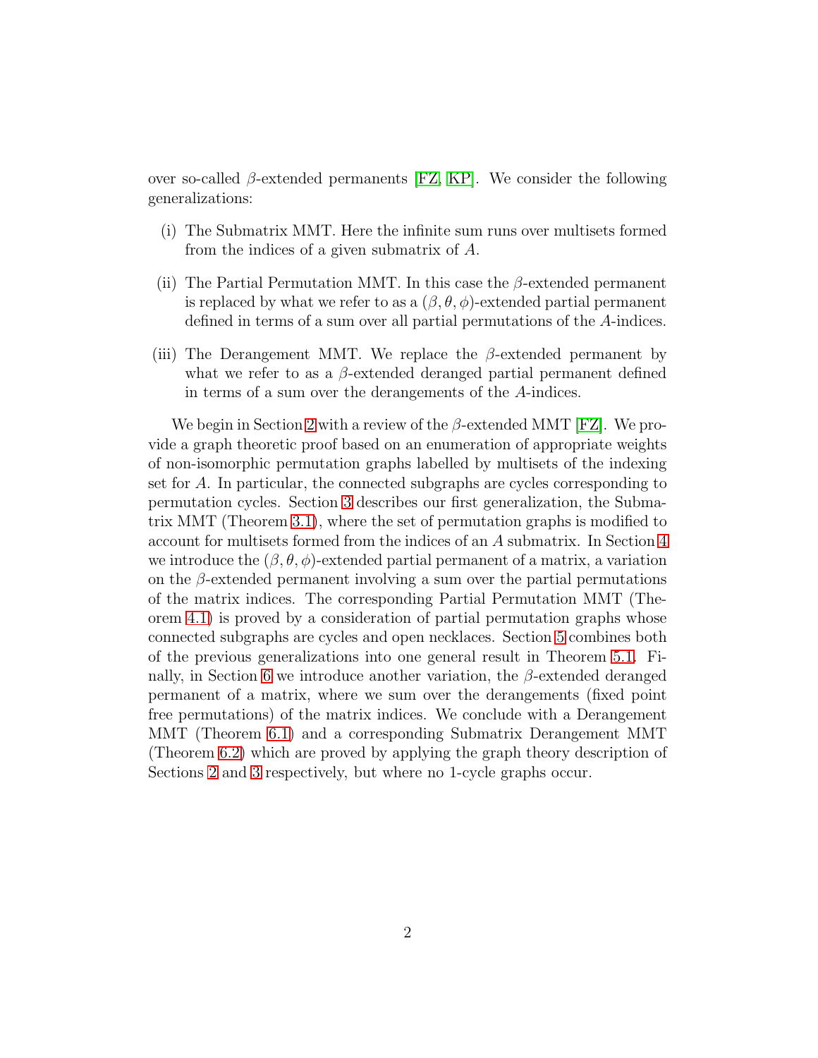over so-called $\beta$-extended permanents [FZ, KP]. We consider the following generalizations:

(i) The Submatrix MMT. Here the infinite sum runs over multisets formed from the indices of a given submatrix of $A$.

(ii) The Partial Permutation MMT. In this case the $\beta$-extended permanent is replaced by what we refer to as a $(\beta, \theta, \phi)$-extended partial permanent defined in terms of a sum over all partial permutations of the $A$-indices.

(iii) The Derangement MMT. We replace the $\beta$-extended permanent by what we refer to as a $\beta$-extended deranged partial permanent defined in terms of a sum over the derangements of the $A$-indices.

We begin in Section 2 with a review of the $\beta$-extended MMT [FZ]. We provide a graph theoretic proof based on an enumeration of appropriate weights of non-isomorphic permutation graphs labelled by multisets of the indexing set for $A$. In particular, the connected subgraphs are cycles corresponding to permutation cycles. Section 3 describes our first generalization, the Submatrix MMT (Theorem 3.1), where the set of permutation graphs is modified to account for multisets formed from the indices of an $A$ submatrix. In Section 4 we introduce the $(\beta, \theta, \phi)$-extended partial permanent of a matrix, a variation on the $\beta$-extended permanent involving a sum over the partial permutations of the matrix indices. The corresponding Partial Permutation MMT (Theorem 4.1) is proved by a consideration of partial permutation graphs whose connected subgraphs are cycles and open necklaces. Section 5 combines both of the previous generalizations into one general result in Theorem 5.1. Finally, in Section 6 we introduce another variation, the $\beta$-extended deranged permanent of a matrix, where we sum over the derangements (fixed point free permutations) of the matrix indices. We conclude with a Derangement MMT (Theorem 6.1) and a corresponding Submatrix Derangement MMT (Theorem 6.2) which are proved by applying the graph theory description of Sections 2 and 3 respectively, but where no 1-cycle graphs occur.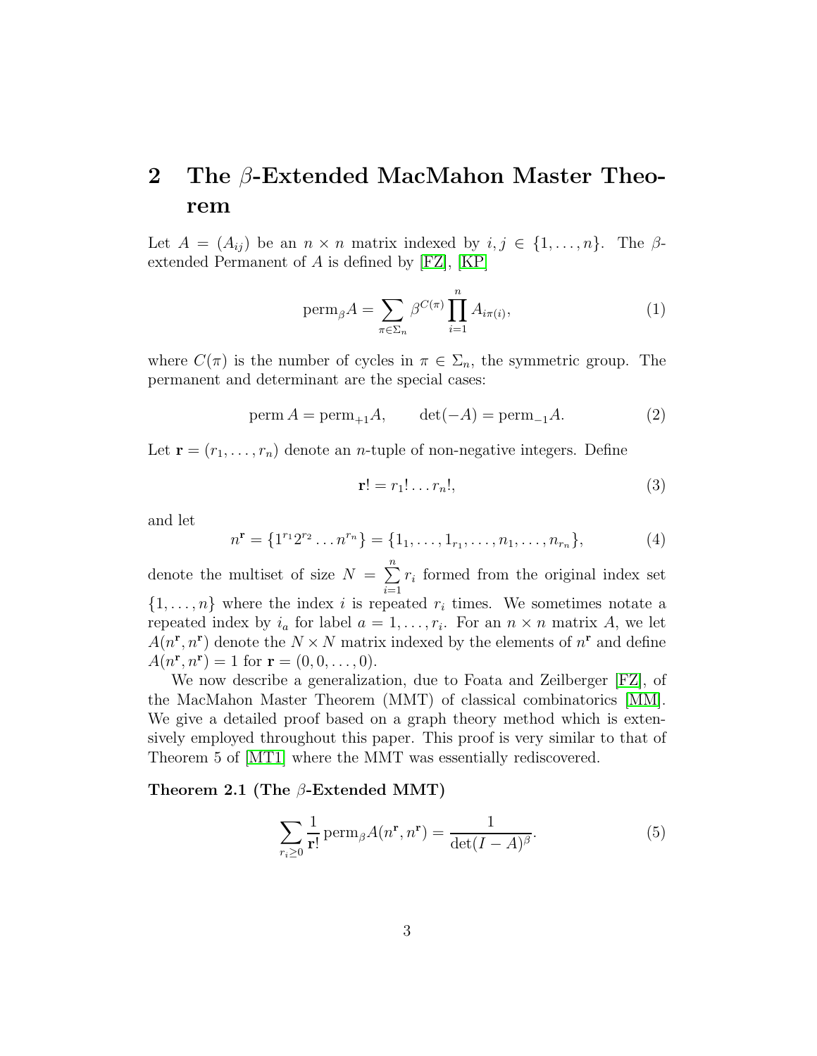## 2 The $\beta$-Extended MacMahon Master Theorem

Let $A = (A_{ij})$ be an $n \times n$ matrix indexed by $i, j \in \{1, \ldots, n\}$. The $\beta$-extended Permanent of $A$ is defined by [FZ], [KP]

$$\mathrm{perm}_{\beta} A = \sum_{\pi \in \Sigma_n} \beta^{C(\pi)} \prod_{i=1}^{n} A_{i\pi(i)}, \tag{1}$$

where $C(\pi)$ is the number of cycles in $\pi \in \Sigma_n$, the symmetric group. The permanent and determinant are the special cases:

$$\mathrm{perm}\, A = \mathrm{perm}_{+1} A, \qquad \det(-A) = \mathrm{perm}_{-1} A. \tag{2}$$

Let $\mathbf{r} = (r_1, \ldots, r_n)$ denote an $n$-tuple of non-negative integers. Define

$$\mathbf{r}! = r_1! \ldots r_n!, \tag{3}$$

and let

$$n^{\mathbf{r}} = \{1^{r_1} 2^{r_2} \ldots n^{r_n}\} = \{1_1, \ldots, 1_{r_1}, \ldots, n_1, \ldots, n_{r_n}\}, \tag{4}$$

denote the multiset of size $N = \sum_{i=1}^{n} r_i$ formed from the original index set $\{1, \ldots, n\}$ where the index $i$ is repeated $r_i$ times. We sometimes notate a repeated index by $i_a$ for label $a = 1, \ldots, r_i$. For an $n \times n$ matrix $A$, we let $A(n^{\mathbf{r}}, n^{\mathbf{r}})$ denote the $N \times N$ matrix indexed by the elements of $n^{\mathbf{r}}$ and define $A(n^{\mathbf{r}}, n^{\mathbf{r}}) = 1$ for $\mathbf{r} = (0, 0, \ldots, 0)$.

We now describe a generalization, due to Foata and Zeilberger [FZ], of the MacMahon Master Theorem (MMT) of classical combinatorics [MM]. We give a detailed proof based on a graph theory method which is extensively employed throughout this paper. This proof is very similar to that of Theorem 5 of [MT1] where the MMT was essentially rediscovered.

**Theorem 2.1 (The $\beta$-Extended MMT)**

$$\sum_{r_i \geq 0} \frac{1}{\mathbf{r}!} \mathrm{perm}_{\beta} A(n^{\mathbf{r}}, n^{\mathbf{r}}) = \frac{1}{\det(I - A)^{\beta}}. \tag{5}$$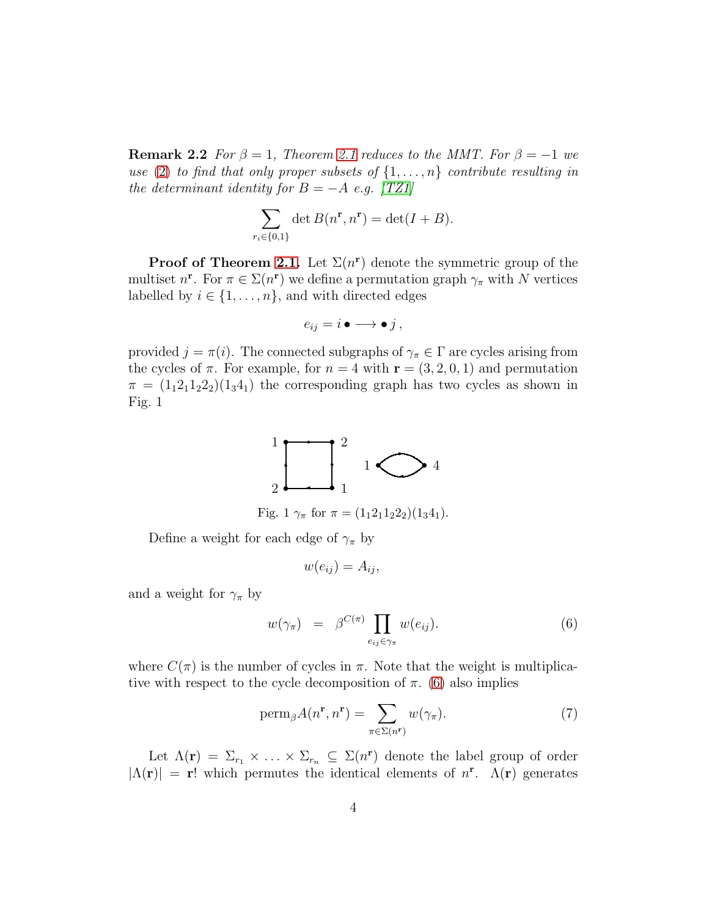**Remark 2.2** *For $\beta = 1$, Theorem 2.1 reduces to the MMT. For $\beta = -1$ we use (2) to find that only proper subsets of $\{1, \ldots, n\}$ contribute resulting in the determinant identity for $B = -A$ e.g. [TZ1]*

$$\sum_{r_i \in \{0,1\}} \det B(n^{\mathbf{r}}, n^{\mathbf{r}}) = \det(I + B).$$

**Proof of Theorem 2.1.** Let $\Sigma(n^{\mathbf{r}})$ denote the symmetric group of the multiset $n^{\mathbf{r}}$. For $\pi \in \Sigma(n^{\mathbf{r}})$ we define a permutation graph $\gamma_\pi$ with $N$ vertices labelled by $i \in \{1, \ldots, n\}$, and with directed edges

$$e_{ij} = i \bullet \longrightarrow \bullet \, j \, ,$$

provided $j = \pi(i)$. The connected subgraphs of $\gamma_\pi \in \Gamma$ are cycles arising from the cycles of $\pi$. For example, for $n = 4$ with $\mathbf{r} = (3, 2, 0, 1)$ and permutation $\pi = (1_1 2_1 1_2 2_2)(1_3 4_1)$ the corresponding graph has two cycles as shown in Fig. 1

Fig. 1 $\gamma_\pi$ for $\pi = (1_1 2_1 1_2 2_2)(1_3 4_1)$.

Define a weight for each edge of $\gamma_\pi$ by

$$w(e_{ij}) = A_{ij},$$

and a weight for $\gamma_\pi$ by

$$w(\gamma_\pi) \;=\; \beta^{C(\pi)} \prod_{e_{ij} \in \gamma_\pi} w(e_{ij}). \tag{6}$$

where $C(\pi)$ is the number of cycles in $\pi$. Note that the weight is multiplicative with respect to the cycle decomposition of $\pi$. (6) also implies

$$\mathrm{perm}_\beta A(n^{\mathbf{r}}, n^{\mathbf{r}}) = \sum_{\pi \in \Sigma(n^{\mathbf{r}})} w(\gamma_\pi). \tag{7}$$

Let $\Lambda(\mathbf{r}) = \Sigma_{r_1} \times \ldots \times \Sigma_{r_n} \subseteq \Sigma(n^{\mathbf{r}})$ denote the label group of order $|\Lambda(\mathbf{r})| = \mathbf{r}!$ which permutes the identical elements of $n^{\mathbf{r}}$. $\Lambda(\mathbf{r})$ generates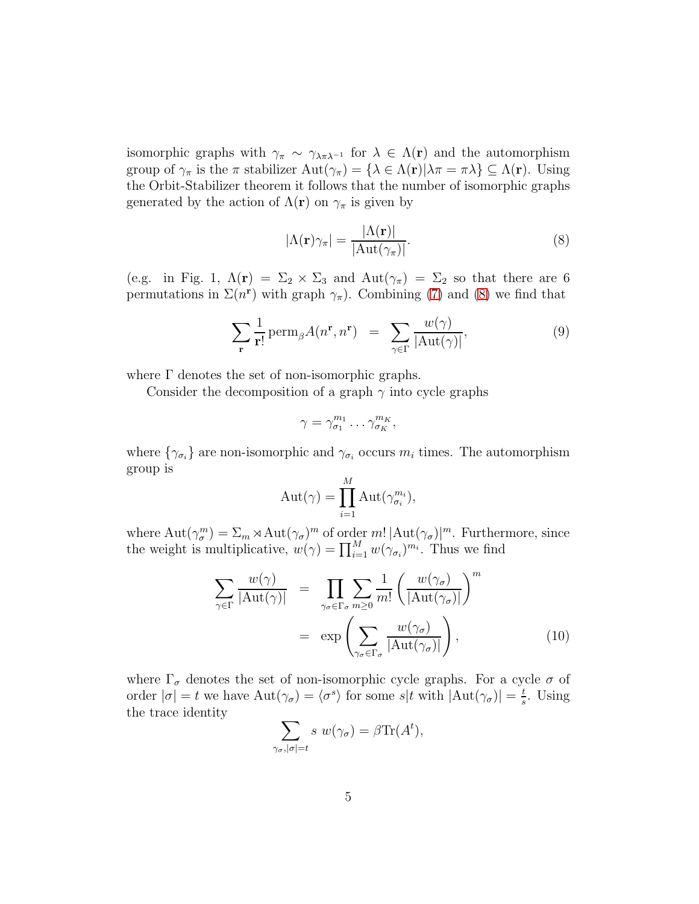isomorphic graphs with $\gamma_\pi \sim \gamma_{\lambda\pi\lambda^{-1}}$ for $\lambda \in \Lambda(\mathbf{r})$ and the automorphism group of $\gamma_\pi$ is the $\pi$ stabilizer $\mathrm{Aut}(\gamma_\pi) = \{\lambda \in \Lambda(\mathbf{r}) | \lambda\pi = \pi\lambda\} \subseteq \Lambda(\mathbf{r})$. Using the Orbit-Stabilizer theorem it follows that the number of isomorphic graphs generated by the action of $\Lambda(\mathbf{r})$ on $\gamma_\pi$ is given by

$$|\Lambda(\mathbf{r})\gamma_\pi| = \frac{|\Lambda(\mathbf{r})|}{|\mathrm{Aut}(\gamma_\pi)|}. \tag{8}$$

(e.g. in Fig. 1, $\Lambda(\mathbf{r}) = \Sigma_2 \times \Sigma_3$ and $\mathrm{Aut}(\gamma_\pi) = \Sigma_2$ so that there are 6 permutations in $\Sigma(n^{\mathbf{r}})$ with graph $\gamma_\pi$). Combining (7) and (8) we find that

$$\sum_{\mathbf{r}} \frac{1}{\mathbf{r}!} \operatorname{perm}_\beta A(n^{\mathbf{r}}, n^{\mathbf{r}}) = \sum_{\gamma \in \Gamma} \frac{w(\gamma)}{|\mathrm{Aut}(\gamma)|}, \tag{9}$$

where $\Gamma$ denotes the set of non-isomorphic graphs.

Consider the decomposition of a graph $\gamma$ into cycle graphs

$$\gamma = \gamma_{\sigma_1}^{m_1} \ldots \gamma_{\sigma_K}^{m_K},$$

where $\{\gamma_{\sigma_i}\}$ are non-isomorphic and $\gamma_{\sigma_i}$ occurs $m_i$ times. The automorphism group is

$$\mathrm{Aut}(\gamma) = \prod_{i=1}^{M} \mathrm{Aut}(\gamma_{\sigma_i}^{m_i}),$$

where $\mathrm{Aut}(\gamma_\sigma^m) = \Sigma_m \rtimes \mathrm{Aut}(\gamma_\sigma)^m$ of order $m!\,|\mathrm{Aut}(\gamma_\sigma)|^m$. Furthermore, since the weight is multiplicative, $w(\gamma) = \prod_{i=1}^{M} w(\gamma_{\sigma_i})^{m_i}$. Thus we find

$$\begin{aligned}
\sum_{\gamma \in \Gamma} \frac{w(\gamma)}{|\mathrm{Aut}(\gamma)|} &= \prod_{\gamma_\sigma \in \Gamma_\sigma} \sum_{m \geq 0} \frac{1}{m!} \left( \frac{w(\gamma_\sigma)}{|\mathrm{Aut}(\gamma_\sigma)|} \right)^m \\
&= \exp\left( \sum_{\gamma_\sigma \in \Gamma_\sigma} \frac{w(\gamma_\sigma)}{|\mathrm{Aut}(\gamma_\sigma)|} \right),
\end{aligned} \tag{10}$$

where $\Gamma_\sigma$ denotes the set of non-isomorphic cycle graphs. For a cycle $\sigma$ of order $|\sigma| = t$ we have $\mathrm{Aut}(\gamma_\sigma) = \langle \sigma^s \rangle$ for some $s|t$ with $|\mathrm{Aut}(\gamma_\sigma)| = \frac{t}{s}$. Using the trace identity

$$\sum_{\gamma_\sigma, |\sigma|=t} s \; w(\gamma_\sigma) = \beta \mathrm{Tr}(A^t),$$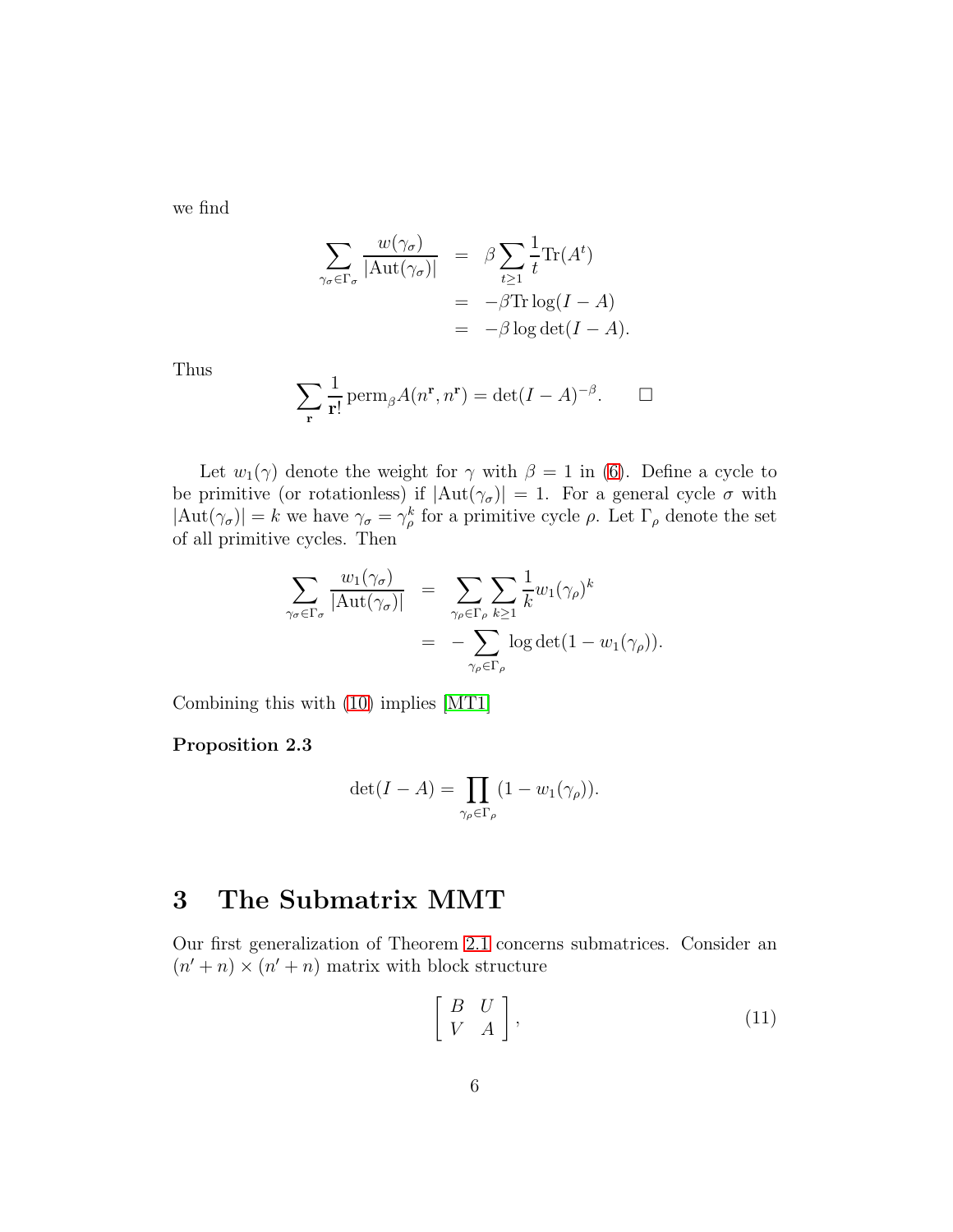we find

$$
\begin{aligned}
\sum_{\gamma_\sigma \in \Gamma_\sigma} \frac{w(\gamma_\sigma)}{|\mathrm{Aut}(\gamma_\sigma)|} &= \beta \sum_{t \geq 1} \frac{1}{t} \mathrm{Tr}(A^t) \\
&= -\beta \mathrm{Tr} \log(I - A) \\
&= -\beta \log \det(I - A).
\end{aligned}
$$

Thus

$$
\sum_{\mathbf{r}} \frac{1}{\mathbf{r}!} \,\mathrm{perm}_\beta A(n^{\mathbf{r}}, n^{\mathbf{r}}) = \det(I - A)^{-\beta}. \qquad \square
$$

Let $w_1(\gamma)$ denote the weight for $\gamma$ with $\beta = 1$ in (6). Define a cycle to be primitive (or rotationless) if $|\mathrm{Aut}(\gamma_\sigma)| = 1$. For a general cycle $\sigma$ with $|\mathrm{Aut}(\gamma_\sigma)| = k$ we have $\gamma_\sigma = \gamma_\rho^k$ for a primitive cycle $\rho$. Let $\Gamma_\rho$ denote the set of all primitive cycles. Then

$$
\begin{aligned}
\sum_{\gamma_\sigma \in \Gamma_\sigma} \frac{w_1(\gamma_\sigma)}{|\mathrm{Aut}(\gamma_\sigma)|} &= \sum_{\gamma_\rho \in \Gamma_\rho} \sum_{k \geq 1} \frac{1}{k} w_1(\gamma_\rho)^k \\
&= -\sum_{\gamma_\rho \in \Gamma_\rho} \log \det(1 - w_1(\gamma_\rho)).
\end{aligned}
$$

Combining this with (10) implies [MT1]

**Proposition 2.3**

$$
\det(I - A) = \prod_{\gamma_\rho \in \Gamma_\rho} (1 - w_1(\gamma_\rho)).
$$

# 3 The Submatrix MMT

Our first generalization of Theorem 2.1 concerns submatrices. Consider an $(n' + n) \times (n' + n)$ matrix with block structure

$$
\begin{bmatrix} B & U \\ V & A \end{bmatrix}, \tag{11}
$$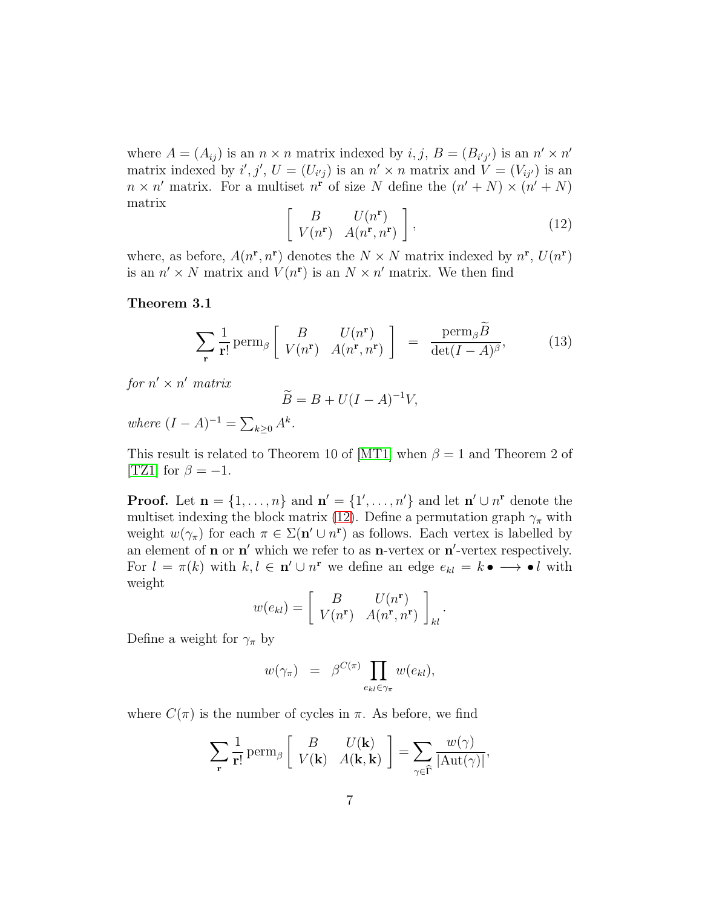where $A = (A_{ij})$ is an $n \times n$ matrix indexed by $i, j$, $B = (B_{i'j'})$ is an $n' \times n'$ matrix indexed by $i', j'$, $U = (U_{i'j})$ is an $n' \times n$ matrix and $V = (V_{ij'})$ is an $n \times n'$ matrix. For a multiset $n^{\mathbf{r}}$ of size $N$ define the $(n' + N) \times (n' + N)$ matrix

$$\left[ \begin{array}{cc} B & U(n^{\mathbf{r}}) \\ V(n^{\mathbf{r}}) & A(n^{\mathbf{r}}, n^{\mathbf{r}}) \end{array} \right], \tag{12}$$

where, as before, $A(n^{\mathbf{r}}, n^{\mathbf{r}})$ denotes the $N \times N$ matrix indexed by $n^{\mathbf{r}}$, $U(n^{\mathbf{r}})$ is an $n' \times N$ matrix and $V(n^{\mathbf{r}})$ is an $N \times n'$ matrix. We then find

**Theorem 3.1**

$$\sum_{\mathbf{r}} \frac{1}{\mathbf{r}!} \operatorname{perm}_\beta \left[ \begin{array}{cc} B & U(n^{\mathbf{r}}) \\ V(n^{\mathbf{r}}) & A(n^{\mathbf{r}}, n^{\mathbf{r}}) \end{array} \right] = \frac{\operatorname{perm}_\beta \widetilde{B}}{\det(I - A)^\beta}, \tag{13}$$

*for $n' \times n'$ matrix*

$$\widetilde{B} = B + U(I - A)^{-1} V,$$

*where* $(I - A)^{-1} = \sum_{k \geq 0} A^k$.

This result is related to Theorem 10 of [MT1] when $\beta = 1$ and Theorem 2 of [TZ1] for $\beta = -1$.

**Proof.** Let $\mathbf{n} = \{1, \ldots, n\}$ and $\mathbf{n}' = \{1', \ldots, n'\}$ and let $\mathbf{n}' \cup n^{\mathbf{r}}$ denote the multiset indexing the block matrix (12). Define a permutation graph $\gamma_\pi$ with weight $w(\gamma_\pi)$ for each $\pi \in \Sigma(\mathbf{n}' \cup n^{\mathbf{r}})$ as follows. Each vertex is labelled by an element of $\mathbf{n}$ or $\mathbf{n}'$ which we refer to as $\mathbf{n}$-vertex or $\mathbf{n}'$-vertex respectively. For $l = \pi(k)$ with $k, l \in \mathbf{n}' \cup n^{\mathbf{r}}$ we define an edge $e_{kl} = k \bullet \longrightarrow \bullet\, l$ with weight

$$w(e_{kl}) = \left[ \begin{array}{cc} B & U(n^{\mathbf{r}}) \\ V(n^{\mathbf{r}}) & A(n^{\mathbf{r}}, n^{\mathbf{r}}) \end{array} \right]_{kl}.$$

Define a weight for $\gamma_\pi$ by

$$w(\gamma_\pi) = \beta^{C(\pi)} \prod_{e_{kl} \in \gamma_\pi} w(e_{kl}),$$

where $C(\pi)$ is the number of cycles in $\pi$. As before, we find

$$\sum_{\mathbf{r}} \frac{1}{\mathbf{r}!} \operatorname{perm}_\beta \left[ \begin{array}{cc} B & U(\mathbf{k}) \\ V(\mathbf{k}) & A(\mathbf{k}, \mathbf{k}) \end{array} \right] = \sum_{\gamma \in \widehat{\Gamma}} \frac{w(\gamma)}{|\mathrm{Aut}(\gamma)|},$$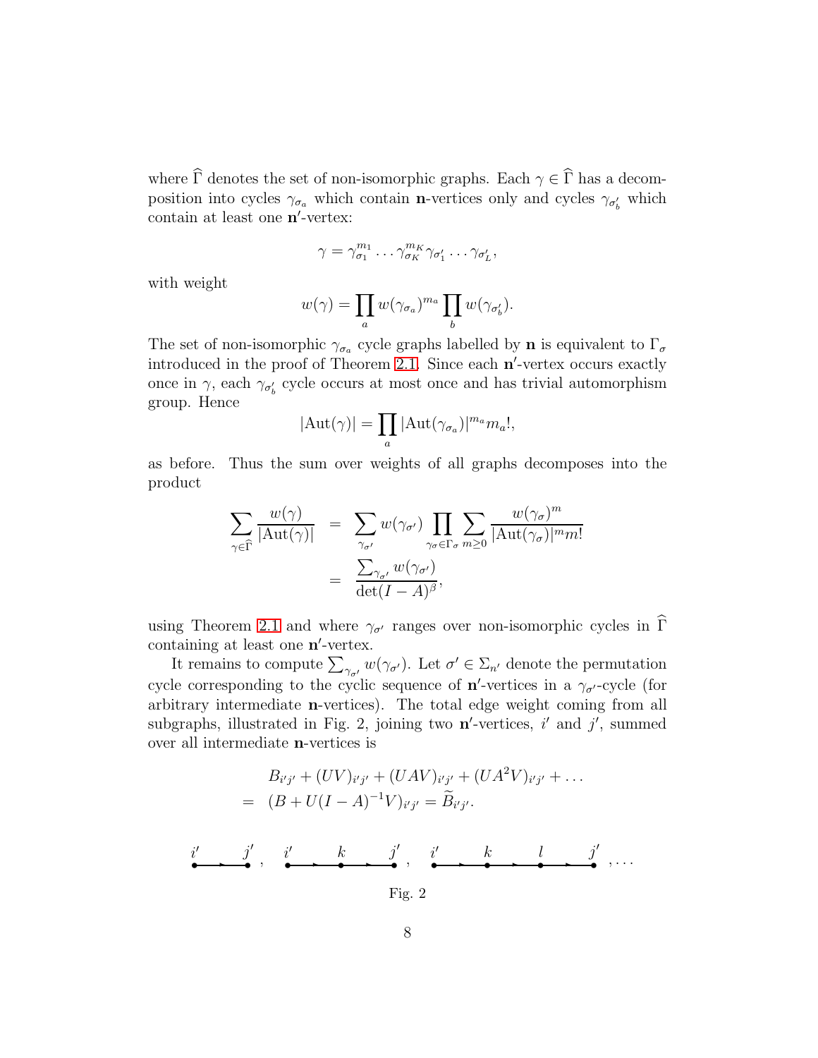where $\widehat{\Gamma}$ denotes the set of non-isomorphic graphs. Each $\gamma \in \widehat{\Gamma}$ has a decomposition into cycles $\gamma_{\sigma_a}$ which contain $\mathbf{n}$-vertices only and cycles $\gamma_{\sigma'_b}$ which contain at least one $\mathbf{n}'$-vertex:

$$\gamma = \gamma_{\sigma_1}^{m_1} \ldots \gamma_{\sigma_K}^{m_K} \gamma_{\sigma'_1} \ldots \gamma_{\sigma'_L},$$

with weight

$$w(\gamma) = \prod_a w(\gamma_{\sigma_a})^{m_a} \prod_b w(\gamma_{\sigma'_b}).$$

The set of non-isomorphic $\gamma_{\sigma_a}$ cycle graphs labelled by $\mathbf{n}$ is equivalent to $\Gamma_\sigma$ introduced in the proof of Theorem 2.1. Since each $\mathbf{n}'$-vertex occurs exactly once in $\gamma$, each $\gamma_{\sigma'_b}$ cycle occurs at most once and has trivial automorphism group. Hence

$$|\mathrm{Aut}(\gamma)| = \prod_a |\mathrm{Aut}(\gamma_{\sigma_a})|^{m_a} m_a!,$$

as before. Thus the sum over weights of all graphs decomposes into the product

$$\begin{aligned}
\sum_{\gamma \in \widehat{\Gamma}} \frac{w(\gamma)}{|\mathrm{Aut}(\gamma)|} &= \sum_{\gamma_{\sigma'}} w(\gamma_{\sigma'}) \prod_{\gamma_\sigma \in \Gamma_\sigma} \sum_{m \geq 0} \frac{w(\gamma_\sigma)^m}{|\mathrm{Aut}(\gamma_\sigma)|^m m!} \\
&= \frac{\sum_{\gamma_{\sigma'}} w(\gamma_{\sigma'})}{\det(I - A)^\beta},
\end{aligned}$$

using Theorem 2.1 and where $\gamma_{\sigma'}$ ranges over non-isomorphic cycles in $\widehat{\Gamma}$ containing at least one $\mathbf{n}'$-vertex.

It remains to compute $\sum_{\gamma_{\sigma'}} w(\gamma_{\sigma'})$. Let $\sigma' \in \Sigma_{n'}$ denote the permutation cycle corresponding to the cyclic sequence of $\mathbf{n}'$-vertices in a $\gamma_{\sigma'}$-cycle (for arbitrary intermediate $\mathbf{n}$-vertices). The total edge weight coming from all subgraphs, illustrated in Fig. 2, joining two $\mathbf{n}'$-vertices, $i'$ and $j'$, summed over all intermediate $\mathbf{n}$-vertices is

$$\begin{aligned}
& B_{i'j'} + (UV)_{i'j'} + (UAV)_{i'j'} + (UA^2V)_{i'j'} + \ldots \\
= \;& (B + U(I - A)^{-1}V)_{i'j'} = \widetilde{B}_{i'j'}.
\end{aligned}$$

$i' \to j'$ , $i' \to k \to j'$ , $i' \to k \to l \to j'$ , ...

Fig. 2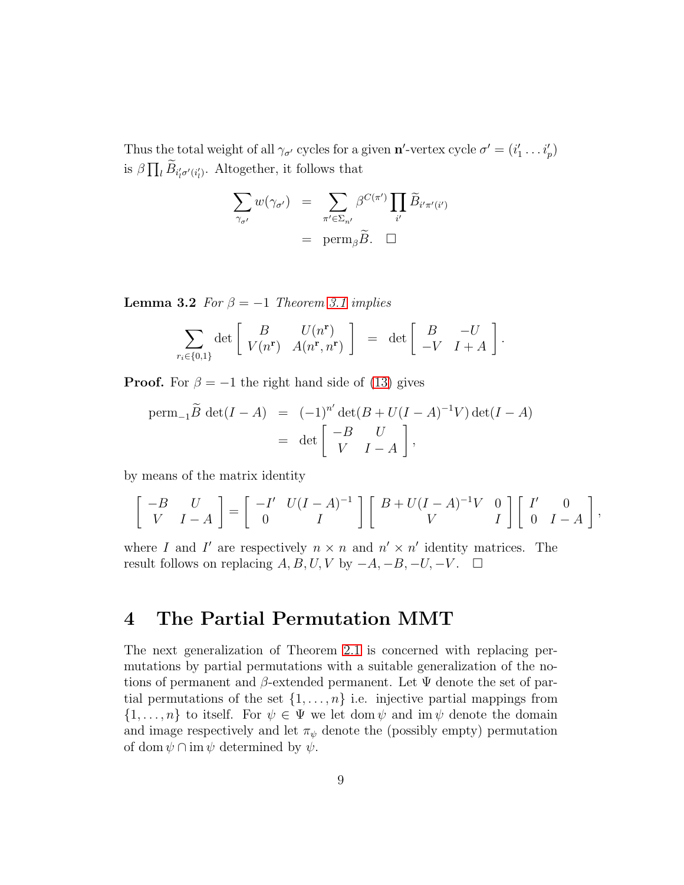Thus the total weight of all $\gamma_{\sigma'}$ cycles for a given $\mathbf{n}'$-vertex cycle $\sigma' = (i'_1 \dots i'_p)$ is $\beta \prod_l \widetilde{B}_{i'_l \sigma'(i'_l)}$. Altogether, it follows that

$$
\begin{aligned}
\sum_{\gamma_{\sigma'}} w(\gamma_{\sigma'}) &= \sum_{\pi' \in \Sigma_{n'}} \beta^{C(\pi')} \prod_{i'} \widetilde{B}_{i'\pi'(i')} \\
&= \mathrm{perm}_{\beta} \widetilde{B}. \quad \square
\end{aligned}
$$

**Lemma 3.2** *For $\beta = -1$ Theorem 3.1 implies*

$$
\sum_{r_i \in \{0,1\}} \det \begin{bmatrix} B & U(n^{\mathbf{r}}) \\ V(n^{\mathbf{r}}) & A(n^{\mathbf{r}}, n^{\mathbf{r}}) \end{bmatrix} = \det \begin{bmatrix} B & -U \\ -V & I + A \end{bmatrix}.
$$

**Proof.** For $\beta = -1$ the right hand side of (13) gives

$$
\begin{aligned}
\mathrm{perm}_{-1} \widetilde{B} \, \det(I - A) &= (-1)^{n'} \det(B + U(I-A)^{-1}V) \det(I - A) \\
&= \det \begin{bmatrix} -B & U \\ V & I - A \end{bmatrix},
\end{aligned}
$$

by means of the matrix identity

$$
\begin{bmatrix} -B & U \\ V & I - A \end{bmatrix} = \begin{bmatrix} -I' & U(I-A)^{-1} \\ 0 & I \end{bmatrix} \begin{bmatrix} B + U(I-A)^{-1}V & 0 \\ V & I \end{bmatrix} \begin{bmatrix} I' & 0 \\ 0 & I - A \end{bmatrix},
$$

where $I$ and $I'$ are respectively $n \times n$ and $n' \times n'$ identity matrices. The result follows on replacing $A, B, U, V$ by $-A, -B, -U, -V$. $\square$

# 4 The Partial Permutation MMT

The next generalization of Theorem 2.1 is concerned with replacing permutations by partial permutations with a suitable generalization of the notions of permanent and $\beta$-extended permanent. Let $\Psi$ denote the set of partial permutations of the set $\{1, \dots, n\}$ i.e. injective partial mappings from $\{1, \dots, n\}$ to itself. For $\psi \in \Psi$ we let $\mathrm{dom}\, \psi$ and $\mathrm{im}\, \psi$ denote the domain and image respectively and let $\pi_\psi$ denote the (possibly empty) permutation of $\mathrm{dom}\, \psi \cap \mathrm{im}\, \psi$ determined by $\psi$.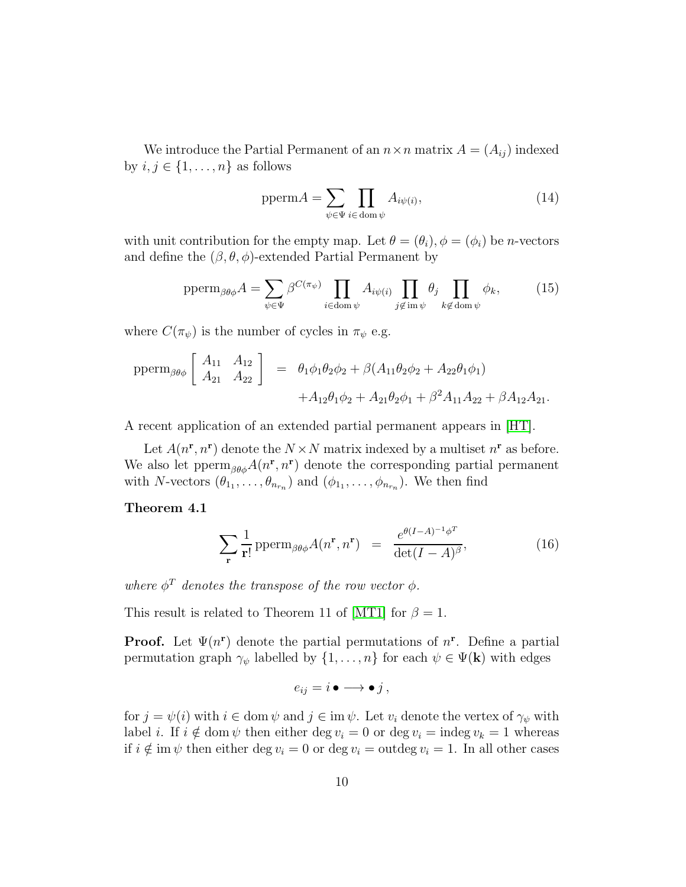We introduce the Partial Permanent of an $n \times n$ matrix $A = (A_{ij})$ indexed by $i, j \in \{1, \ldots, n\}$ as follows

$$\mathrm{pperm} A = \sum_{\psi \in \Psi} \prod_{i \in \mathrm{dom}\, \psi} A_{i\psi(i)}, \tag{14}$$

with unit contribution for the empty map. Let $\theta = (\theta_i), \phi = (\phi_i)$ be $n$-vectors and define the $(\beta, \theta, \phi)$-extended Partial Permanent by

$$\mathrm{pperm}_{\beta\theta\phi} A = \sum_{\psi \in \Psi} \beta^{C(\pi_\psi)} \prod_{i \in \mathrm{dom}\, \psi} A_{i\psi(i)} \prod_{j \notin \mathrm{im}\, \psi} \theta_j \prod_{k \notin \mathrm{dom}\, \psi} \phi_k, \tag{15}$$

where $C(\pi_\psi)$ is the number of cycles in $\pi_\psi$ e.g.

$$\begin{aligned} \mathrm{pperm}_{\beta\theta\phi} \left[ \begin{array}{cc} A_{11} & A_{12} \\ A_{21} & A_{22} \end{array} \right] &= \theta_1\phi_1\theta_2\phi_2 + \beta(A_{11}\theta_2\phi_2 + A_{22}\theta_1\phi_1) \\ &\quad + A_{12}\theta_1\phi_2 + A_{21}\theta_2\phi_1 + \beta^2 A_{11}A_{22} + \beta A_{12}A_{21}. \end{aligned}$$

A recent application of an extended partial permanent appears in [HT].

Let $A(n^{\mathbf{r}}, n^{\mathbf{r}})$ denote the $N \times N$ matrix indexed by a multiset $n^{\mathbf{r}}$ as before. We also let $\mathrm{pperm}_{\beta\theta\phi} A(n^{\mathbf{r}}, n^{\mathbf{r}})$ denote the corresponding partial permanent with $N$-vectors $(\theta_{1_1}, \ldots, \theta_{n_{r_n}})$ and $(\phi_{1_1}, \ldots, \phi_{n_{r_n}})$. We then find

**Theorem 4.1**

$$\sum_{\mathbf{r}} \frac{1}{\mathbf{r}!} \mathrm{pperm}_{\beta\theta\phi} A(n^{\mathbf{r}}, n^{\mathbf{r}}) = \frac{e^{\theta(I-A)^{-1}\phi^T}}{\det(I-A)^{\beta}}, \tag{16}$$

*where $\phi^T$ denotes the transpose of the row vector $\phi$.*

This result is related to Theorem 11 of [MT1] for $\beta = 1$.

**Proof.** Let $\Psi(n^{\mathbf{r}})$ denote the partial permutations of $n^{\mathbf{r}}$. Define a partial permutation graph $\gamma_\psi$ labelled by $\{1, \ldots, n\}$ for each $\psi \in \Psi(\mathbf{k})$ with edges

$$e_{ij} = i \bullet \longrightarrow \bullet\, j\,,$$

for $j = \psi(i)$ with $i \in \mathrm{dom}\, \psi$ and $j \in \mathrm{im}\, \psi$. Let $v_i$ denote the vertex of $\gamma_\psi$ with label $i$. If $i \notin \mathrm{dom}\, \psi$ then either $\deg v_i = 0$ or $\deg v_i = \mathrm{indeg}\, v_k = 1$ whereas if $i \notin \mathrm{im}\, \psi$ then either $\deg v_i = 0$ or $\deg v_i = \mathrm{outdeg}\, v_i = 1$. In all other cases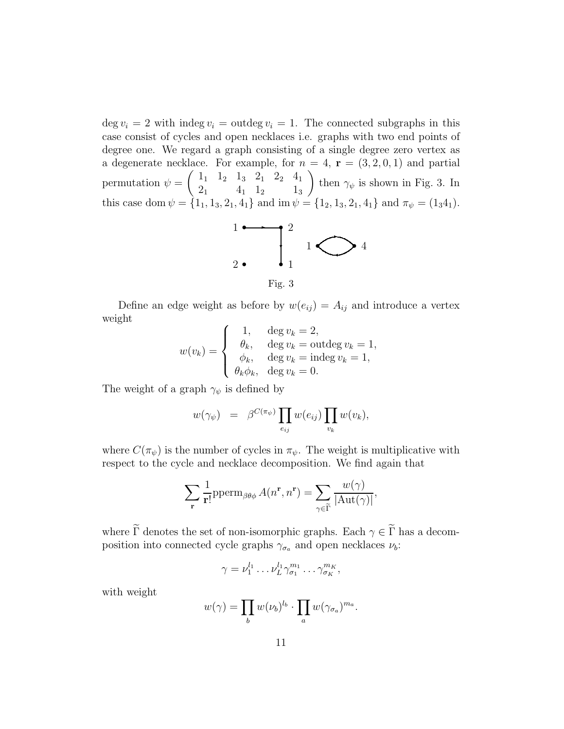$\deg v_i = 2$ with $\operatorname{indeg} v_i = \operatorname{outdeg} v_i = 1$. The connected subgraphs in this case consist of cycles and open necklaces i.e. graphs with two end points of degree one. We regard a graph consisting of a single degree zero vertex as a degenerate necklace. For example, for $n = 4$, $\mathbf{r} = (3, 2, 0, 1)$ and partial permutation $\psi = \begin{pmatrix} 1_1 & 1_2 & 1_3 & 2_1 & 2_2 & 4_1 \\ 2_1 & & 4_1 & 1_2 & & 1_3 \end{pmatrix}$ then $\gamma_\psi$ is shown in Fig. 3. In this case $\operatorname{dom}\psi = \{1_1, 1_3, 2_1, 4_1\}$ and $\operatorname{im}\psi = \{1_2, 1_3, 2_1, 4_1\}$ and $\pi_\psi = (1_3 4_1)$.

Fig. 3

Define an edge weight as before by $w(e_{ij}) = A_{ij}$ and introduce a vertex weight

$$w(v_k) = \begin{cases} 1, & \deg v_k = 2, \\ \theta_k, & \deg v_k = \operatorname{outdeg} v_k = 1, \\ \phi_k, & \deg v_k = \operatorname{indeg} v_k = 1, \\ \theta_k \phi_k, & \deg v_k = 0. \end{cases}$$

The weight of a graph $\gamma_\psi$ is defined by

$$w(\gamma_\psi) = \beta^{C(\pi_\psi)} \prod_{e_{ij}} w(e_{ij}) \prod_{v_k} w(v_k),$$

where $C(\pi_\psi)$ is the number of cycles in $\pi_\psi$. The weight is multiplicative with respect to the cycle and necklace decomposition. We find again that

$$\sum_{\mathbf{r}} \frac{1}{\mathbf{r}!} \operatorname{pperm}_{\beta\theta\phi} A(n^{\mathbf{r}}, n^{\mathbf{r}}) = \sum_{\gamma \in \widetilde{\Gamma}} \frac{w(\gamma)}{|\operatorname{Aut}(\gamma)|},$$

where $\widetilde{\Gamma}$ denotes the set of non-isomorphic graphs. Each $\gamma \in \widetilde{\Gamma}$ has a decomposition into connected cycle graphs $\gamma_{\sigma_a}$ and open necklaces $\nu_b$:

$$\gamma = \nu_1^{l_1} \ldots \nu_L^{l_1} \gamma_{\sigma_1}^{m_1} \ldots \gamma_{\sigma_K}^{m_K},$$

with weight

$$w(\gamma) = \prod_b w(\nu_b)^{l_b} \cdot \prod_a w(\gamma_{\sigma_a})^{m_a}.$$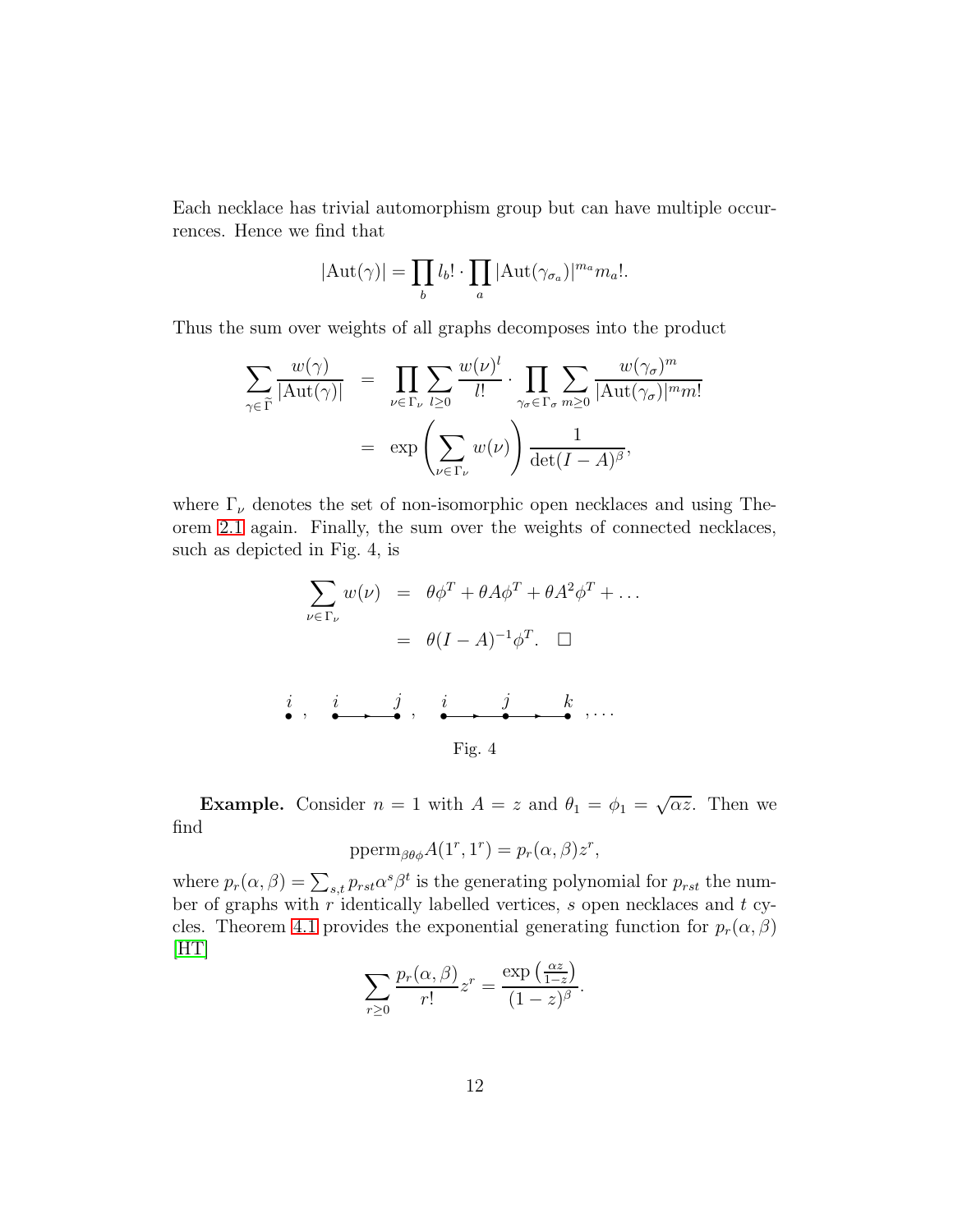Each necklace has trivial automorphism group but can have multiple occurrences. Hence we find that

$$|\mathrm{Aut}(\gamma)| = \prod_b l_b! \cdot \prod_a |\mathrm{Aut}(\gamma_{\sigma_a})|^{m_a} m_a!.$$

Thus the sum over weights of all graphs decomposes into the product

$$\begin{aligned}
\sum_{\gamma \in \widetilde{\Gamma}} \frac{w(\gamma)}{|\mathrm{Aut}(\gamma)|} &= \prod_{\nu \in \Gamma_\nu} \sum_{l \geq 0} \frac{w(\nu)^l}{l!} \cdot \prod_{\gamma_\sigma \in \Gamma_\sigma} \sum_{m \geq 0} \frac{w(\gamma_\sigma)^m}{|\mathrm{Aut}(\gamma_\sigma)|^m m!} \\
&= \exp\left(\sum_{\nu \in \Gamma_\nu} w(\nu)\right) \frac{1}{\det(I-A)^\beta},
\end{aligned}$$

where $\Gamma_\nu$ denotes the set of non-isomorphic open necklaces and using Theorem 2.1 again. Finally, the sum over the weights of connected necklaces, such as depicted in Fig. 4, is

$$\begin{aligned}
\sum_{\nu \in \Gamma_\nu} w(\nu) &= \theta\phi^T + \theta A \phi^T + \theta A^2 \phi^T + \ldots \\
&= \theta(I-A)^{-1}\phi^T. \quad \Box
\end{aligned}$$

$i$ , $i \longrightarrow j$ , $i \longrightarrow j \longrightarrow k$ , ...

Fig. 4

**Example.** Consider $n = 1$ with $A = z$ and $\theta_1 = \phi_1 = \sqrt{\alpha z}$. Then we find

$$\mathrm{pperm}_{\beta\theta\phi} A(1^r, 1^r) = p_r(\alpha, \beta) z^r,$$

where $p_r(\alpha, \beta) = \sum_{s,t} p_{rst} \alpha^s \beta^t$ is the generating polynomial for $p_{rst}$ the number of graphs with $r$ identically labelled vertices, $s$ open necklaces and $t$ cycles. Theorem 4.1 provides the exponential generating function for $p_r(\alpha, \beta)$ [HT]

$$\sum_{r \geq 0} \frac{p_r(\alpha, \beta)}{r!} z^r = \frac{\exp\left(\frac{\alpha z}{1-z}\right)}{(1-z)^\beta}.$$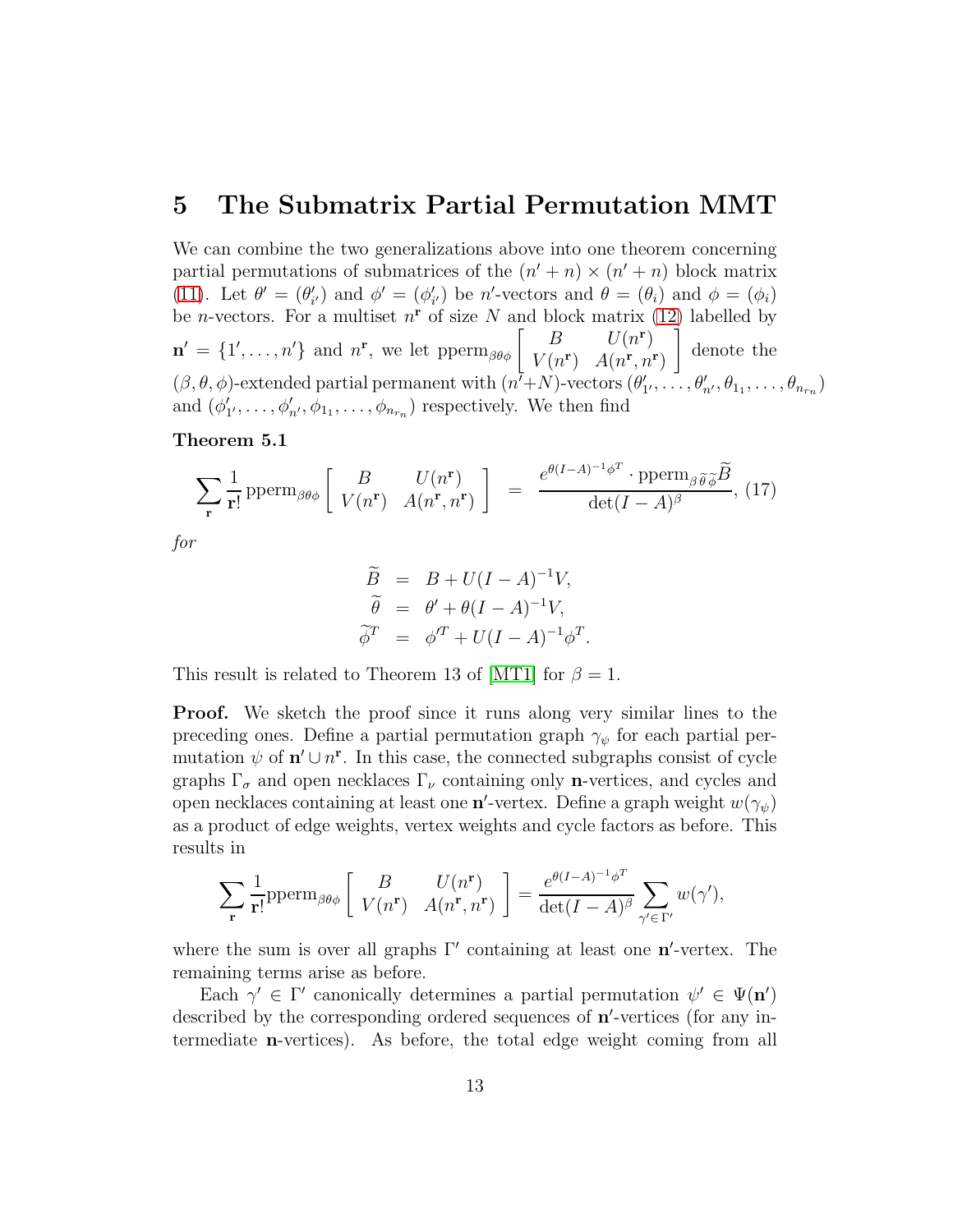# 5 The Submatrix Partial Permutation MMT

We can combine the two generalizations above into one theorem concerning partial permutations of submatrices of the $(n'+n)\times(n'+n)$ block matrix (11). Let $\theta' = (\theta'_{i'})$ and $\phi' = (\phi'_{i'})$ be $n'$-vectors and $\theta = (\theta_i)$ and $\phi = (\phi_i)$ be $n$-vectors. For a multiset $n^{\mathbf{r}}$ of size $N$ and block matrix (12) labelled by $\mathbf{n}' = \{1', \ldots, n'\}$ and $n^{\mathbf{r}}$, we let $\mathrm{pperm}_{\beta\theta\phi}\left[\begin{array}{cc} B & U(n^{\mathbf{r}}) \\ V(n^{\mathbf{r}}) & A(n^{\mathbf{r}}, n^{\mathbf{r}}) \end{array}\right]$ denote the $(\beta, \theta, \phi)$-extended partial permanent with $(n'+N)$-vectors $(\theta'_{1'}, \ldots, \theta'_{n'}, \theta_{1_1}, \ldots, \theta_{n_{r_n}})$ and $(\phi'_{1'}, \ldots, \phi'_{n'}, \phi_{1_1}, \ldots, \phi_{n_{r_n}})$ respectively. We then find

**Theorem 5.1**

$$\sum_{\mathbf{r}} \frac{1}{\mathbf{r}!}\,\mathrm{pperm}_{\beta\theta\phi}\left[\begin{array}{cc} B & U(n^{\mathbf{r}}) \\ V(n^{\mathbf{r}}) & A(n^{\mathbf{r}}, n^{\mathbf{r}}) \end{array}\right] = \frac{e^{\theta(I-A)^{-1}\phi^T}\cdot \mathrm{pperm}_{\beta\widetilde{\theta}\widetilde{\phi}}\widetilde{B}}{\det(I-A)^{\beta}}, \quad (17)$$

*for*

$$\begin{aligned}
\widetilde{B} &= B + U(I-A)^{-1}V, \\
\widetilde{\theta} &= \theta' + \theta(I-A)^{-1}V, \\
\widetilde{\phi}^T &= \phi'^T + U(I-A)^{-1}\phi^T.
\end{aligned}$$

This result is related to Theorem 13 of [MT1] for $\beta = 1$.

**Proof.** We sketch the proof since it runs along very similar lines to the preceding ones. Define a partial permutation graph $\gamma_\psi$ for each partial permutation $\psi$ of $\mathbf{n}' \cup n^{\mathbf{r}}$. In this case, the connected subgraphs consist of cycle graphs $\Gamma_\sigma$ and open necklaces $\Gamma_\nu$ containing only $\mathbf{n}$-vertices, and cycles and open necklaces containing at least one $\mathbf{n}'$-vertex. Define a graph weight $w(\gamma_\psi)$ as a product of edge weights, vertex weights and cycle factors as before. This results in

$$\sum_{\mathbf{r}} \frac{1}{\mathbf{r}!}\mathrm{pperm}_{\beta\theta\phi}\left[\begin{array}{cc} B & U(n^{\mathbf{r}}) \\ V(n^{\mathbf{r}}) & A(n^{\mathbf{r}}, n^{\mathbf{r}}) \end{array}\right] = \frac{e^{\theta(I-A)^{-1}\phi^T}}{\det(I-A)^{\beta}} \sum_{\gamma' \in \Gamma'} w(\gamma'),$$

where the sum is over all graphs $\Gamma'$ containing at least one $\mathbf{n}'$-vertex. The remaining terms arise as before.

Each $\gamma' \in \Gamma'$ canonically determines a partial permutation $\psi' \in \Psi(\mathbf{n}')$ described by the corresponding ordered sequences of $\mathbf{n}'$-vertices (for any intermediate $\mathbf{n}$-vertices). As before, the total edge weight coming from all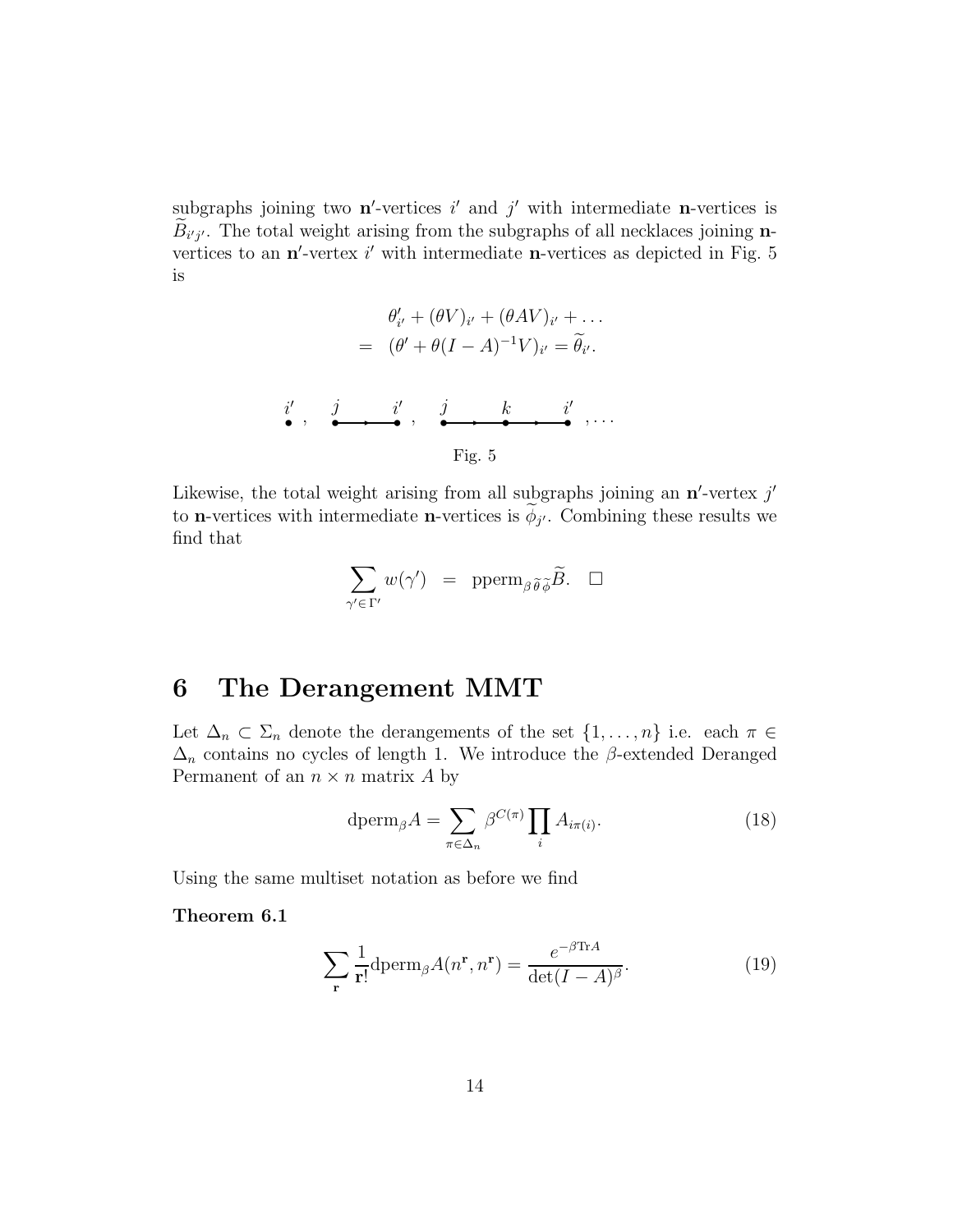subgraphs joining two $\mathbf{n}'$-vertices $i'$ and $j'$ with intermediate $\mathbf{n}$-vertices is $\widetilde{B}_{i'j'}$. The total weight arising from the subgraphs of all necklaces joining $\mathbf{n}$-vertices to an $\mathbf{n}'$-vertex $i'$ with intermediate $\mathbf{n}$-vertices as depicted in Fig. 5 is

$$
\begin{aligned}
& \theta'_{i'} + (\theta V)_{i'} + (\theta A V)_{i'} + \ldots \\
= \; & (\theta' + \theta(I-A)^{-1}V)_{i'} = \widetilde{\theta}_{i'}.
\end{aligned}
$$

$i'$ , $j \longrightarrow i'$ , $j \longrightarrow k \longrightarrow i'$ , ...

Fig. 5

Likewise, the total weight arising from all subgraphs joining an $\mathbf{n}'$-vertex $j'$ to $\mathbf{n}$-vertices with intermediate $\mathbf{n}$-vertices is $\widetilde{\phi}_{j'}$. Combining these results we find that

$$
\sum_{\gamma' \in \Gamma'} w(\gamma') \;\; = \;\; \mathrm{pperm}_{\beta \widetilde{\theta} \widetilde{\phi}} \widetilde{B}. \quad \square
$$

# 6 The Derangement MMT

Let $\Delta_n \subset \Sigma_n$ denote the derangements of the set $\{1, \ldots, n\}$ i.e. each $\pi \in \Delta_n$ contains no cycles of length 1. We introduce the $\beta$-extended Deranged Permanent of an $n \times n$ matrix $A$ by

$$
\mathrm{dperm}_\beta A = \sum_{\pi \in \Delta_n} \beta^{C(\pi)} \prod_i A_{i\pi(i)}. \tag{18}
$$

Using the same multiset notation as before we find

**Theorem 6.1**

$$
\sum_{\mathbf{r}} \frac{1}{\mathbf{r}!} \mathrm{dperm}_\beta A(n^{\mathbf{r}}, n^{\mathbf{r}}) = \frac{e^{-\beta \mathrm{Tr} A}}{\det(I-A)^\beta}. \tag{19}
$$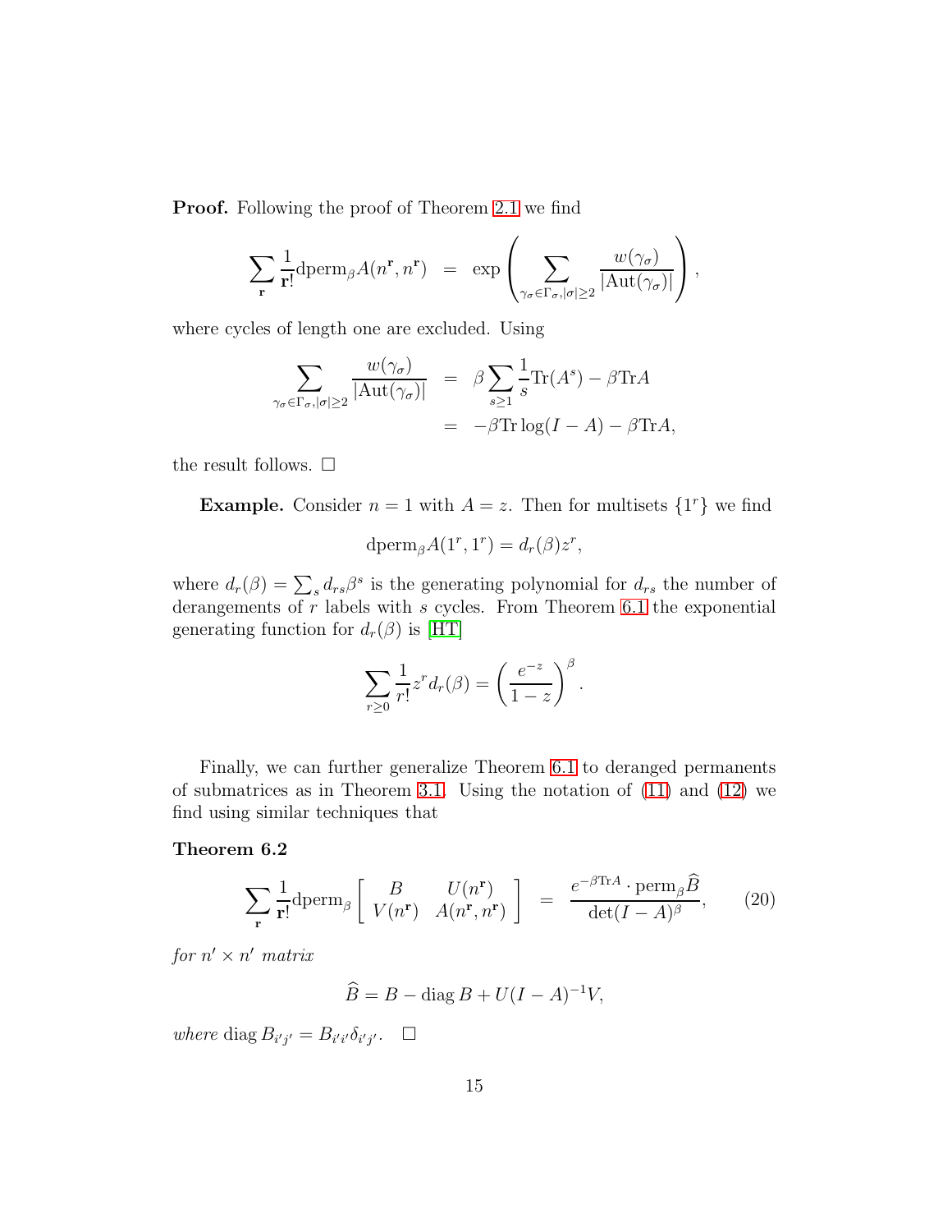**Proof.** Following the proof of Theorem 2.1 we find

$$\sum_{\mathbf{r}} \frac{1}{\mathbf{r}!} \mathrm{dperm}_{\beta} A(n^{\mathbf{r}}, n^{\mathbf{r}}) \;=\; \exp\left( \sum_{\gamma_\sigma \in \Gamma_\sigma, |\sigma| \geq 2} \frac{w(\gamma_\sigma)}{|\mathrm{Aut}(\gamma_\sigma)|} \right),$$

where cycles of length one are excluded. Using

$$\begin{aligned}
\sum_{\gamma_\sigma \in \Gamma_\sigma, |\sigma| \geq 2} \frac{w(\gamma_\sigma)}{|\mathrm{Aut}(\gamma_\sigma)|} &= \beta \sum_{s \geq 1} \frac{1}{s} \mathrm{Tr}(A^s) - \beta \mathrm{Tr} A \\
&= -\beta \mathrm{Tr} \log(I - A) - \beta \mathrm{Tr} A,
\end{aligned}$$

the result follows. $\square$

**Example.** Consider $n = 1$ with $A = z$. Then for multisets $\{1^r\}$ we find

$$\mathrm{dperm}_{\beta} A(1^r, 1^r) = d_r(\beta) z^r,$$

where $d_r(\beta) = \sum_s d_{rs} \beta^s$ is the generating polynomial for $d_{rs}$ the number of derangements of $r$ labels with $s$ cycles. From Theorem 6.1 the exponential generating function for $d_r(\beta)$ is [HT]

$$\sum_{r \geq 0} \frac{1}{r!} z^r d_r(\beta) = \left( \frac{e^{-z}}{1 - z} \right)^{\beta}.$$

Finally, we can further generalize Theorem 6.1 to deranged permanents of submatrices as in Theorem 3.1. Using the notation of (11) and (12) we find using similar techniques that

**Theorem 6.2**

$$\sum_{\mathbf{r}} \frac{1}{\mathbf{r}!} \mathrm{dperm}_{\beta} \left[ \begin{array}{cc} B & U(n^{\mathbf{r}}) \\ V(n^{\mathbf{r}}) & A(n^{\mathbf{r}}, n^{\mathbf{r}}) \end{array} \right] \;=\; \frac{e^{-\beta \mathrm{Tr} A} \cdot \mathrm{perm}_{\beta} \widehat{B}}{\det(I - A)^{\beta}}, \qquad (20)$$

*for* $n' \times n'$ *matrix*

$$\widehat{B} = B - \mathrm{diag}\, B + U(I - A)^{-1} V,$$

*where* $\mathrm{diag}\, B_{i'j'} = B_{i'i'} \delta_{i'j'}$. $\square$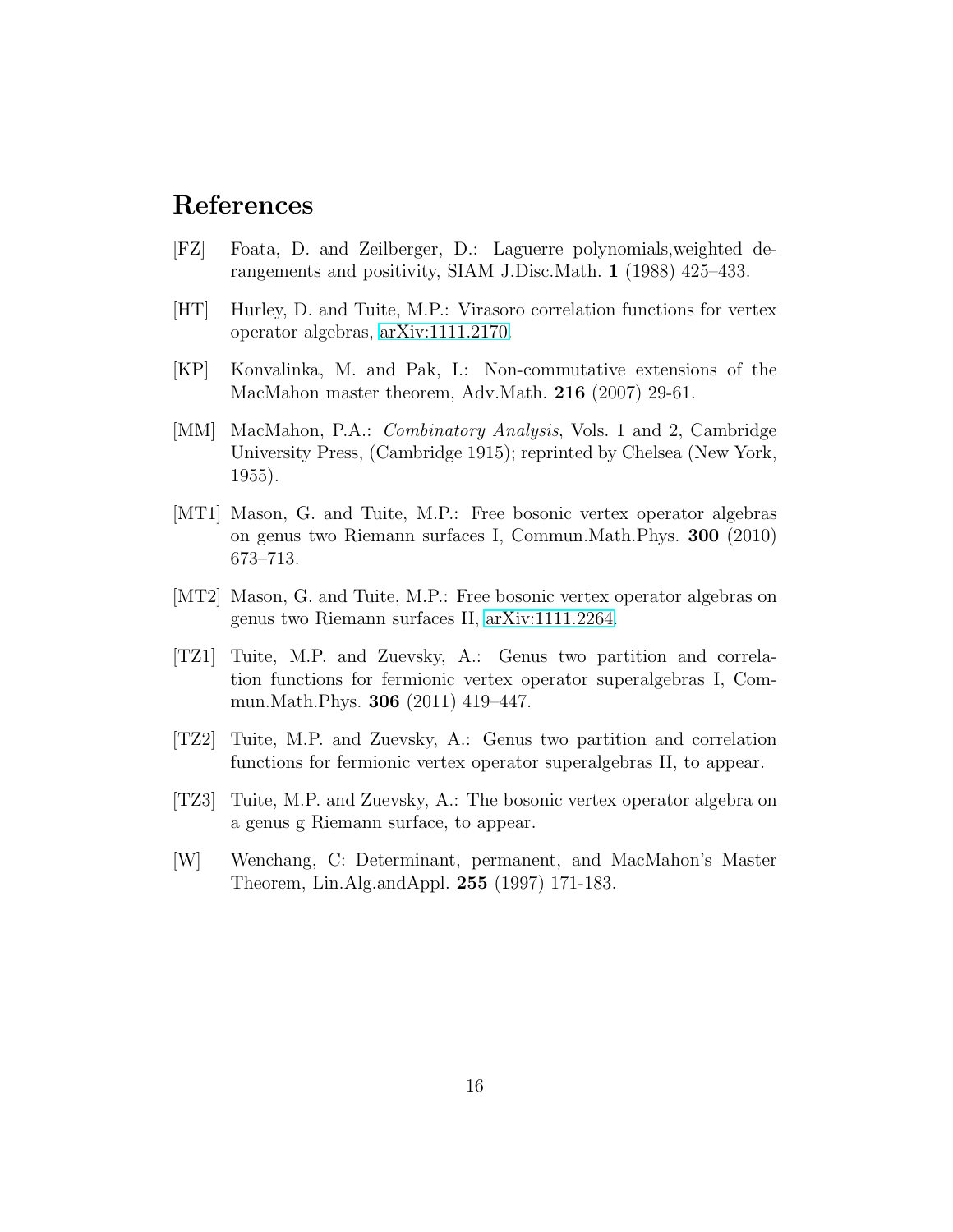# References

[FZ] Foata, D. and Zeilberger, D.: Laguerre polynomials,weighted derangements and positivity, SIAM J.Disc.Math. **1** (1988) 425–433.

[HT] Hurley, D. and Tuite, M.P.: Virasoro correlation functions for vertex operator algebras, arXiv:1111.2170.

[KP] Konvalinka, M. and Pak, I.: Non-commutative extensions of the MacMahon master theorem, Adv.Math. **216** (2007) 29-61.

[MM] MacMahon, P.A.: *Combinatory Analysis*, Vols. 1 and 2, Cambridge University Press, (Cambridge 1915); reprinted by Chelsea (New York, 1955).

[MT1] Mason, G. and Tuite, M.P.: Free bosonic vertex operator algebras on genus two Riemann surfaces I, Commun.Math.Phys. **300** (2010) 673–713.

[MT2] Mason, G. and Tuite, M.P.: Free bosonic vertex operator algebras on genus two Riemann surfaces II, arXiv:1111.2264.

[TZ1] Tuite, M.P. and Zuevsky, A.: Genus two partition and correlation functions for fermionic vertex operator superalgebras I, Commun.Math.Phys. **306** (2011) 419–447.

[TZ2] Tuite, M.P. and Zuevsky, A.: Genus two partition and correlation functions for fermionic vertex operator superalgebras II, to appear.

[TZ3] Tuite, M.P. and Zuevsky, A.: The bosonic vertex operator algebra on a genus g Riemann surface, to appear.

[W] Wenchang, C: Determinant, permanent, and MacMahon's Master Theorem, Lin.Alg.andAppl. **255** (1997) 171-183.